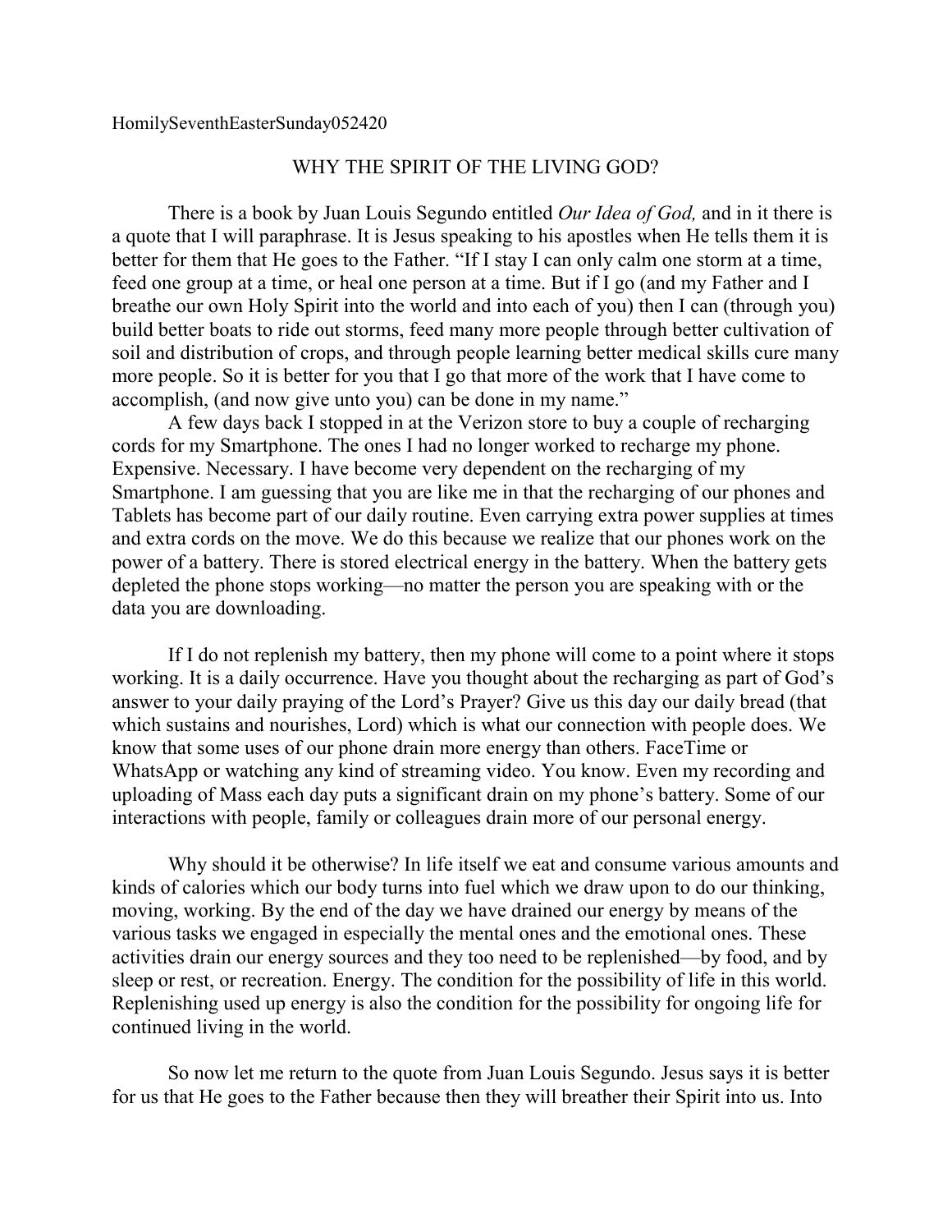HomilySeventhEasterSunday052420

# WHY THE SPIRIT OF THE LIVING GOD?

There is a book by Juan Louis Segundo entitled *Our Idea of God,* and in it there is a quote that I will paraphrase. It is Jesus speaking to his apostles when He tells them it is better for them that He goes to the Father. "If I stay I can only calm one storm at a time, feed one group at a time, or heal one person at a time. But if I go (and my Father and I breathe our own Holy Spirit into the world and into each of you) then I can (through you) build better boats to ride out storms, feed many more people through better cultivation of soil and distribution of crops, and through people learning better medical skills cure many more people. So it is better for you that I go that more of the work that I have come to accomplish, (and now give unto you) can be done in my name."

A few days back I stopped in at the Verizon store to buy a couple of recharging cords for my Smartphone. The ones I had no longer worked to recharge my phone. Expensive. Necessary. I have become very dependent on the recharging of my Smartphone. I am guessing that you are like me in that the recharging of our phones and Tablets has become part of our daily routine. Even carrying extra power supplies at times and extra cords on the move. We do this because we realize that our phones work on the power of a battery. There is stored electrical energy in the battery. When the battery gets depleted the phone stops working—no matter the person you are speaking with or the data you are downloading.

If I do not replenish my battery, then my phone will come to a point where it stops working. It is a daily occurrence. Have you thought about the recharging as part of God's answer to your daily praying of the Lord's Prayer? Give us this day our daily bread (that which sustains and nourishes, Lord) which is what our connection with people does. We know that some uses of our phone drain more energy than others. FaceTime or WhatsApp or watching any kind of streaming video. You know. Even my recording and uploading of Mass each day puts a significant drain on my phone's battery. Some of our interactions with people, family or colleagues drain more of our personal energy.

Why should it be otherwise? In life itself we eat and consume various amounts and kinds of calories which our body turns into fuel which we draw upon to do our thinking, moving, working. By the end of the day we have drained our energy by means of the various tasks we engaged in especially the mental ones and the emotional ones. These activities drain our energy sources and they too need to be replenished—by food, and by sleep or rest, or recreation. Energy. The condition for the possibility of life in this world. Replenishing used up energy is also the condition for the possibility for ongoing life for continued living in the world.

So now let me return to the quote from Juan Louis Segundo. Jesus says it is better for us that He goes to the Father because then they will breather their Spirit into us. Into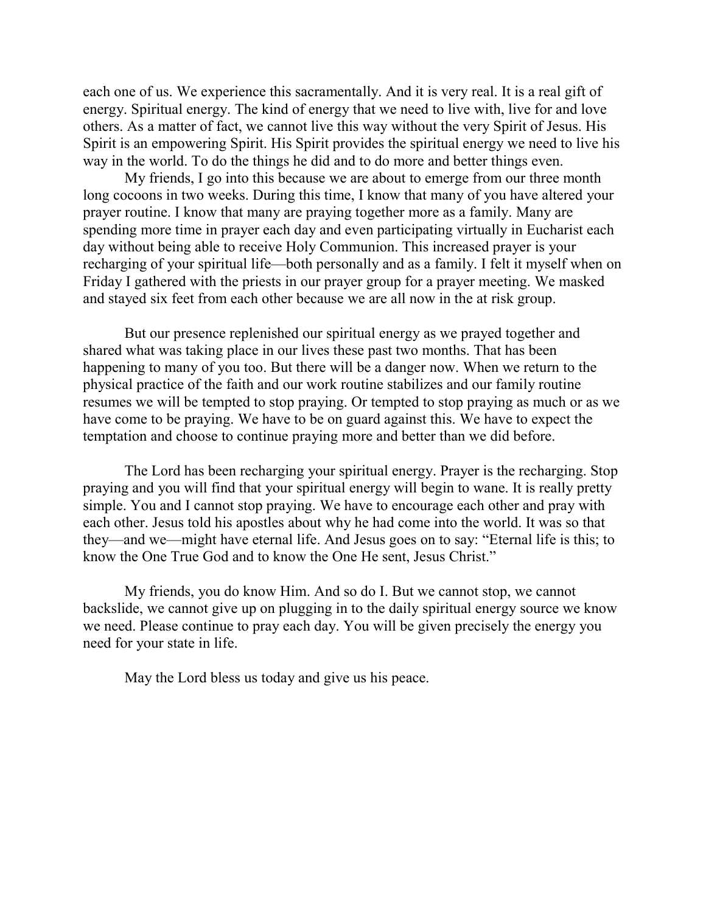each one of us. We experience this sacramentally. And it is very real. It is a real gift of energy. Spiritual energy. The kind of energy that we need to live with, live for and love others. As a matter of fact, we cannot live this way without the very Spirit of Jesus. His Spirit is an empowering Spirit. His Spirit provides the spiritual energy we need to live his way in the world. To do the things he did and to do more and better things even.

My friends, I go into this because we are about to emerge from our three month long cocoons in two weeks. During this time, I know that many of you have altered your prayer routine. I know that many are praying together more as a family. Many are spending more time in prayer each day and even participating virtually in Eucharist each day without being able to receive Holy Communion. This increased prayer is your recharging of your spiritual life—both personally and as a family. I felt it myself when on Friday I gathered with the priests in our prayer group for a prayer meeting. We masked and stayed six feet from each other because we are all now in the at risk group.

But our presence replenished our spiritual energy as we prayed together and shared what was taking place in our lives these past two months. That has been happening to many of you too. But there will be a danger now. When we return to the physical practice of the faith and our work routine stabilizes and our family routine resumes we will be tempted to stop praying. Or tempted to stop praying as much or as we have come to be praying. We have to be on guard against this. We have to expect the temptation and choose to continue praying more and better than we did before.

The Lord has been recharging your spiritual energy. Prayer is the recharging. Stop praying and you will find that your spiritual energy will begin to wane. It is really pretty simple. You and I cannot stop praying. We have to encourage each other and pray with each other. Jesus told his apostles about why he had come into the world. It was so that they—and we—might have eternal life. And Jesus goes on to say: “Eternal life is this; to know the One True God and to know the One He sent, Jesus Christ.”

My friends, you do know Him. And so do I. But we cannot stop, we cannot backslide, we cannot give up on plugging in to the daily spiritual energy source we know we need. Please continue to pray each day. You will be given precisely the energy you need for your state in life.

May the Lord bless us today and give us his peace.